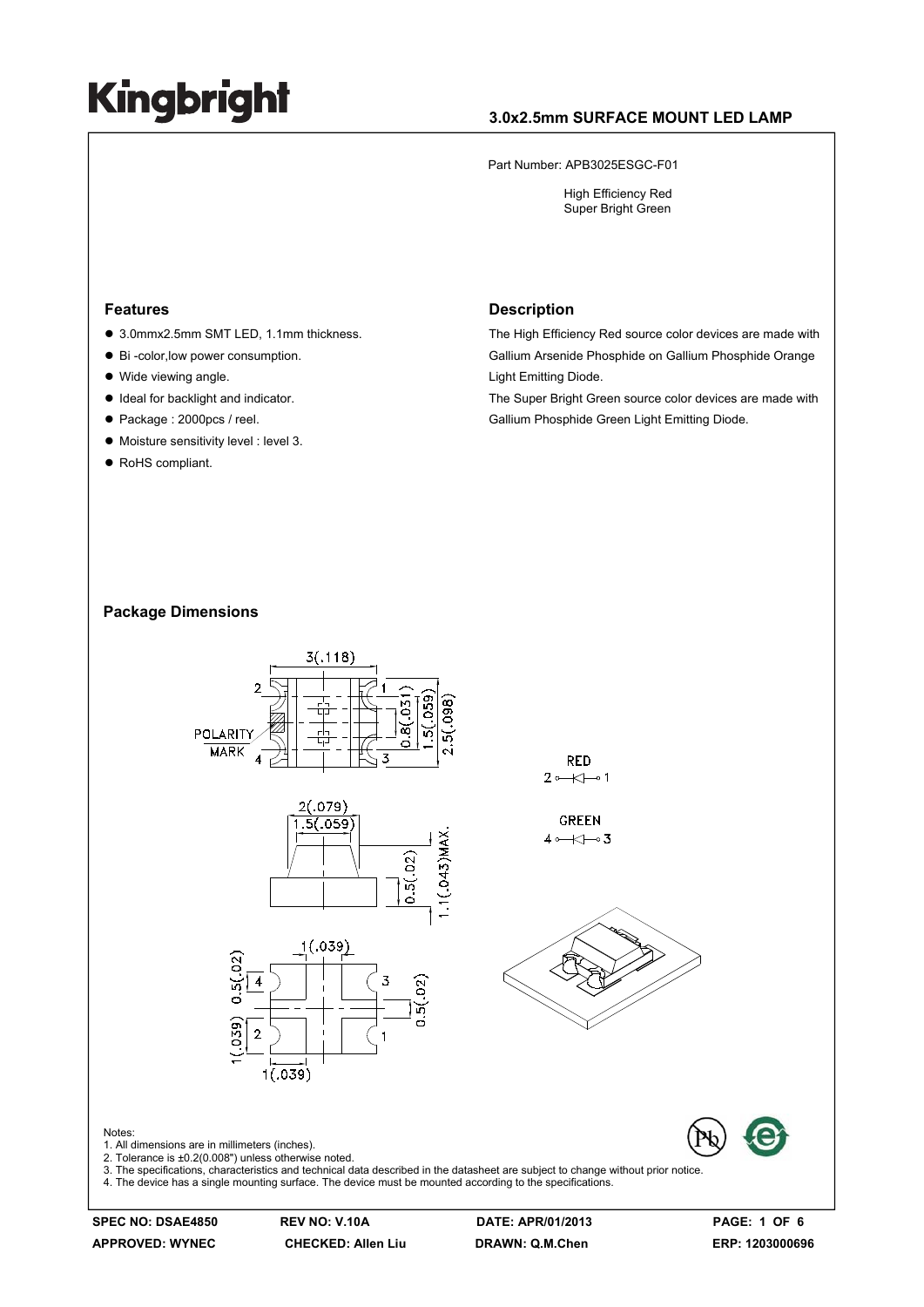# Kingbright

**3.0x2.5mm SURFACE MOUNT LED LAMP**

Part Number: APB3025ESGC-F01

High Efficiency Red
Super Bright Green

## Features

- 3.0mmx2.5mm SMT LED, 1.1mm thickness.
- Bi -color,low power consumption.
- Wide viewing angle.
- Ideal for backlight and indicator.
- Package : 2000pcs / reel.
- Moisture sensitivity level : level 3.
- RoHS compliant.

## Description

The High Efficiency Red source color devices are made with Gallium Arsenide Phosphide on Gallium Phosphide Orange Light Emitting Diode.

The Super Bright Green source color devices are made with Gallium Phosphide Green Light Emitting Diode.

## Package Dimensions

RED
2 ○—|◁|—○ 1

GREEN
4 ○—|◁|—○ 3

Notes:
1. All dimensions are in millimeters (inches).
2. Tolerance is ±0.2(0.008") unless otherwise noted.
3. The specifications, characteristics and technical data described in the datasheet are subject to change without prior notice.
4. The device has a single mounting surface. The device must be mounted according to the specifications.

| SPEC NO: DSAE4850 | REV NO: V.10A | DATE: APR/01/2013 | PAGE: 1 OF 6 |
|---|---|---|---|
| APPROVED: WYNEC | CHECKED: Allen Liu | DRAWN: Q.M.Chen | ERP: 1203000696 |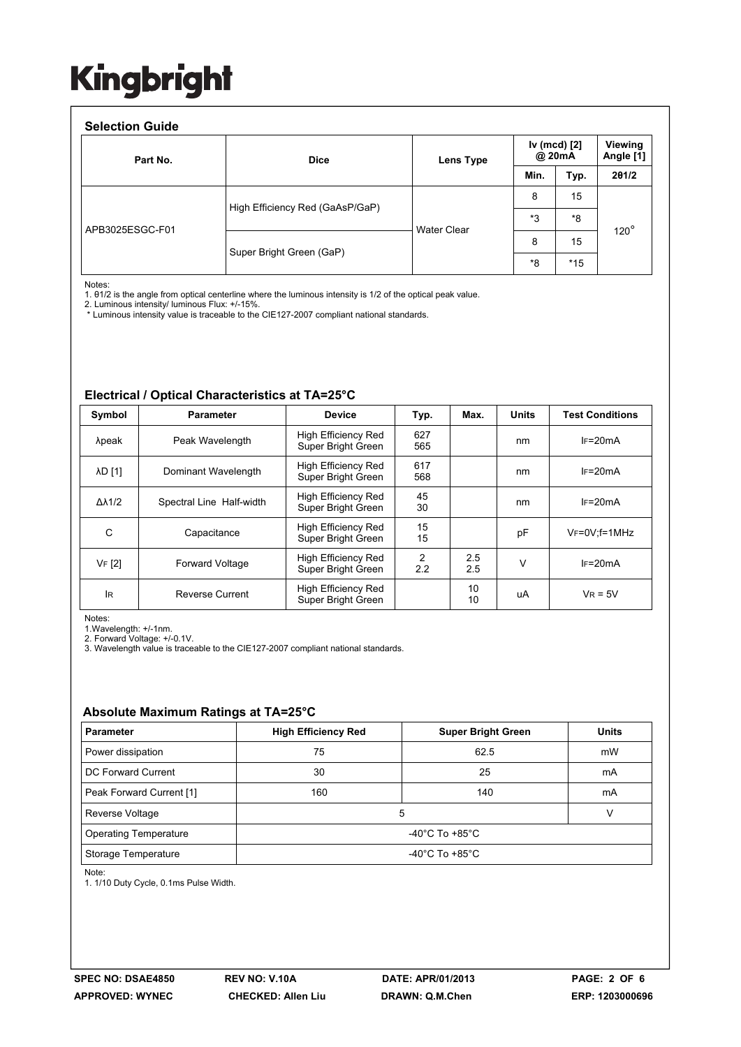Kingbright

### Selection Guide

| Part No. | Dice | Lens Type | Iv (mcd) [2] @ 20mA | | Viewing Angle [1] |
|---|---|---|---|---|---|
| | | | Min. | Typ. | 2θ1/2 |
| APB3025ESGC-F01 | High Efficiency Red (GaAsP/GaP) | Water Clear | 8 | 15 | 120° |
| | | | *3 | *8 | |
| | Super Bright Green (GaP) | | 8 | 15 | |
| | | | *8 | *15 | |

Notes:
1. θ1/2 is the angle from optical centerline where the luminous intensity is 1/2 of the optical peak value.
2. Luminous intensity/ luminous Flux: +/-15%.
 * Luminous intensity value is traceable to the CIE127-2007 compliant national standards.

### Electrical / Optical Characteristics at TA=25°C

| Symbol | Parameter | Device | Typ. | Max. | Units | Test Conditions |
|---|---|---|---|---|---|---|
| λpeak | Peak Wavelength | High Efficiency Red<br>Super Bright Green | 627<br>565 | | nm | IF=20mA |
| λD [1] | Dominant Wavelength | High Efficiency Red<br>Super Bright Green | 617<br>568 | | nm | IF=20mA |
| Δλ1/2 | Spectral Line Half-width | High Efficiency Red<br>Super Bright Green | 45<br>30 | | nm | IF=20mA |
| C | Capacitance | High Efficiency Red<br>Super Bright Green | 15<br>15 | | pF | VF=0V;f=1MHz |
| VF [2] | Forward Voltage | High Efficiency Red<br>Super Bright Green | 2<br>2.2 | 2.5<br>2.5 | V | IF=20mA |
| IR | Reverse Current | High Efficiency Red<br>Super Bright Green | | 10<br>10 | uA | VR = 5V |

Notes:
1.Wavelength: +/-1nm.
2. Forward Voltage: +/-0.1V.
3. Wavelength value is traceable to the CIE127-2007 compliant national standards.

### Absolute Maximum Ratings at TA=25°C

| Parameter | High Efficiency Red | Super Bright Green | Units |
|---|---|---|---|
| Power dissipation | 75 | 62.5 | mW |
| DC Forward Current | 30 | 25 | mA |
| Peak Forward Current [1] | 160 | 140 | mA |
| Reverse Voltage | 5 | | V |
| Operating Temperature | -40°C To +85°C | | |
| Storage Temperature | -40°C To +85°C | | |

Note:
1. 1/10 Duty Cycle, 0.1ms Pulse Width.

SPEC NO: DSAE4850 REV NO: V.10A DATE: APR/01/2013
APPROVED: WYNEC CHECKED: Allen Liu DRAWN: Q.M.Chen ERP: 1203000696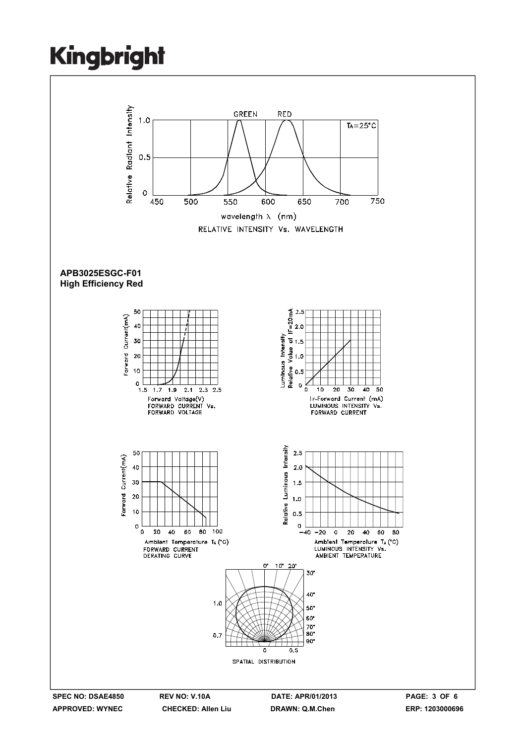RELATIVE INTENSITY Vs. WAVELENGTH

**APB3025ESGC-F01**
**High Efficiency Red**

FORWARD CURRENT Vs. FORWARD VOLTAGE

LUMINOUS INTENSITY Vs. FORWARD CURRENT

FORWARD CURRENT DERATING CURVE

LUMINOUS INTENSITY Vs. AMBIENT TEMPERATURE

SPATIAL DISTRIBUTION

**SPEC NO: DSAE4850** **REV NO: V.10A** **DATE: APR/01/2013**
**APPROVED: WYNEC** **CHECKED: Allen Liu** **DRAWN: Q.M.Chen** **ERP: 1203000696**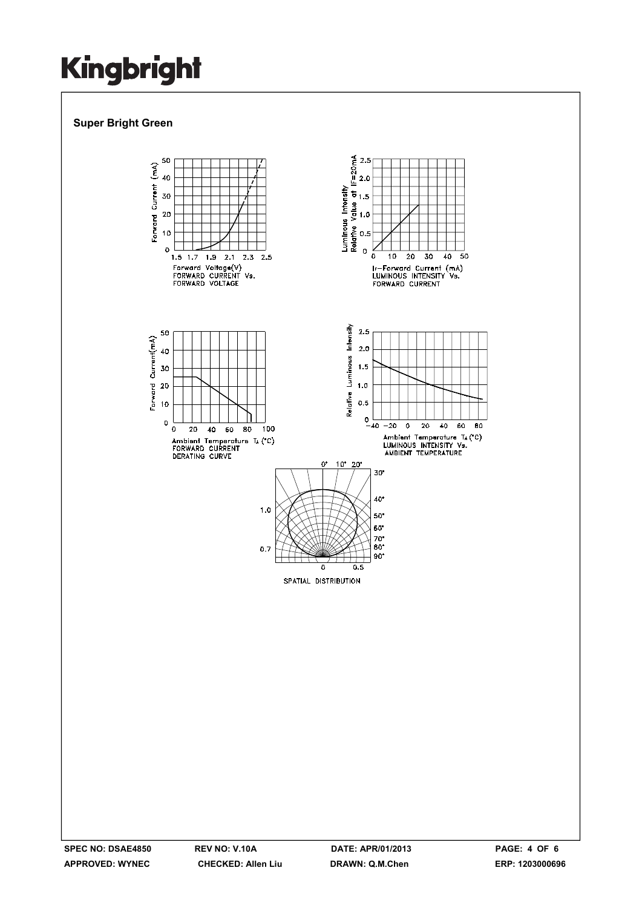**Super Bright Green**

Forward Voltage(V)
FORWARD CURRENT Vs.
FORWARD VOLTAGE

$I_F$–Forward Current (mA)
LUMINOUS INTENSITY Vs.
FORWARD CURRENT

Ambient Temperature $T_A$ (°C)
FORWARD CURRENT
DERATING CURVE

Ambient Temperature $T_A$ (°C)
LUMINOUS INTENSITY Vs.
AMBIENT TEMPERATURE

SPATIAL DISTRIBUTION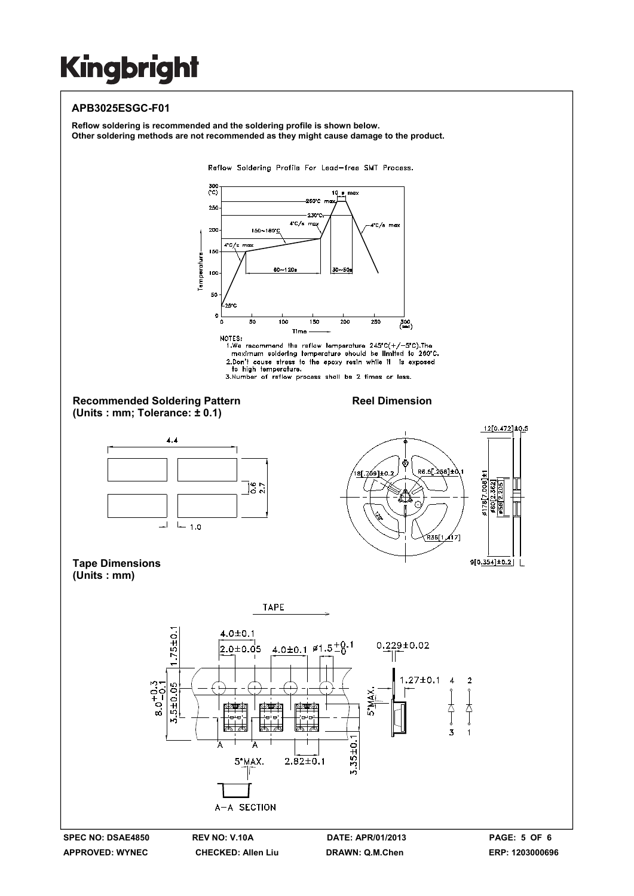**Kingbright**

## APB3025ESGC-F01

**Reflow soldering is recommended and the soldering profile is shown below.**
**Other soldering methods are not recommended as they might cause damage to the product.**

Reflow Soldering Profile For Lead-free SMT Process.

NOTES:
1. We recommend the reflow temperature 245°C(+/-5°C). The maximum soldering temperature should be limited to 260°C.
2. Don't cause stress to the epoxy resin while it is exposed to high temperature.
3. Number of reflow process shall be 2 times or less.

**Recommended Soldering Pattern**
**(Units : mm; Tolerance: ± 0.1)**

**Reel Dimension**

**Tape Dimensions**
**(Units : mm)**

| SPEC NO: DSAE4850 | REV NO: V.10A | DATE: APR/01/2013 |
|---|---|---|
| APPROVED: WYNEC | CHECKED: Allen Liu | DRAWN: Q.M.Chen |

ERP: 1203000696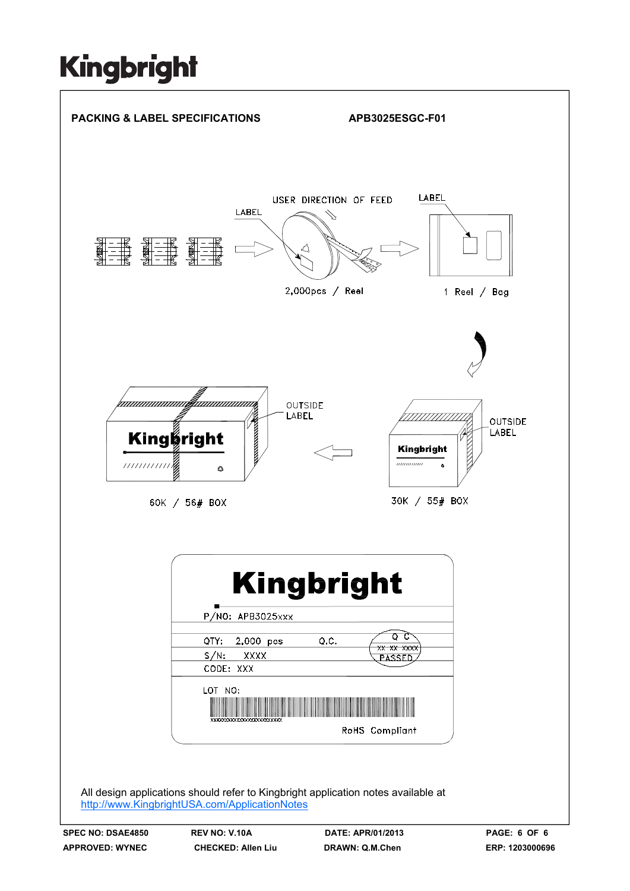## PACKING & LABEL SPECIFICATIONS

**APB3025ESGC-F01**

USER DIRECTION OF FEED

LABEL

LABEL

2,000pcs / Reel

1 Reel / Bag

OUTSIDE LABEL

OUTSIDE LABEL

60K / 56# BOX

30K / 55# BOX

Kingbright

P/NO: APB3025xxx

QTY: 2,000 pcs

Q.C.

Q C
XX XX XXXX
PASSED

S/N: XXXX

CODE: XXX

LOT NO:

xxxxxxxxxxxxxxxxxxxxxxxxxx

RoHS Compliant

All design applications should refer to Kingbright application notes available at
http://www.KingbrightUSA.com/ApplicationNotes

SPEC NO: DSAE4850 | REV NO: V.10A | DATE: APR/01/2013 | ERP: 1203000696
APPROVED: WYNEC | CHECKED: Allen Liu | DRAWN: Q.M.Chen